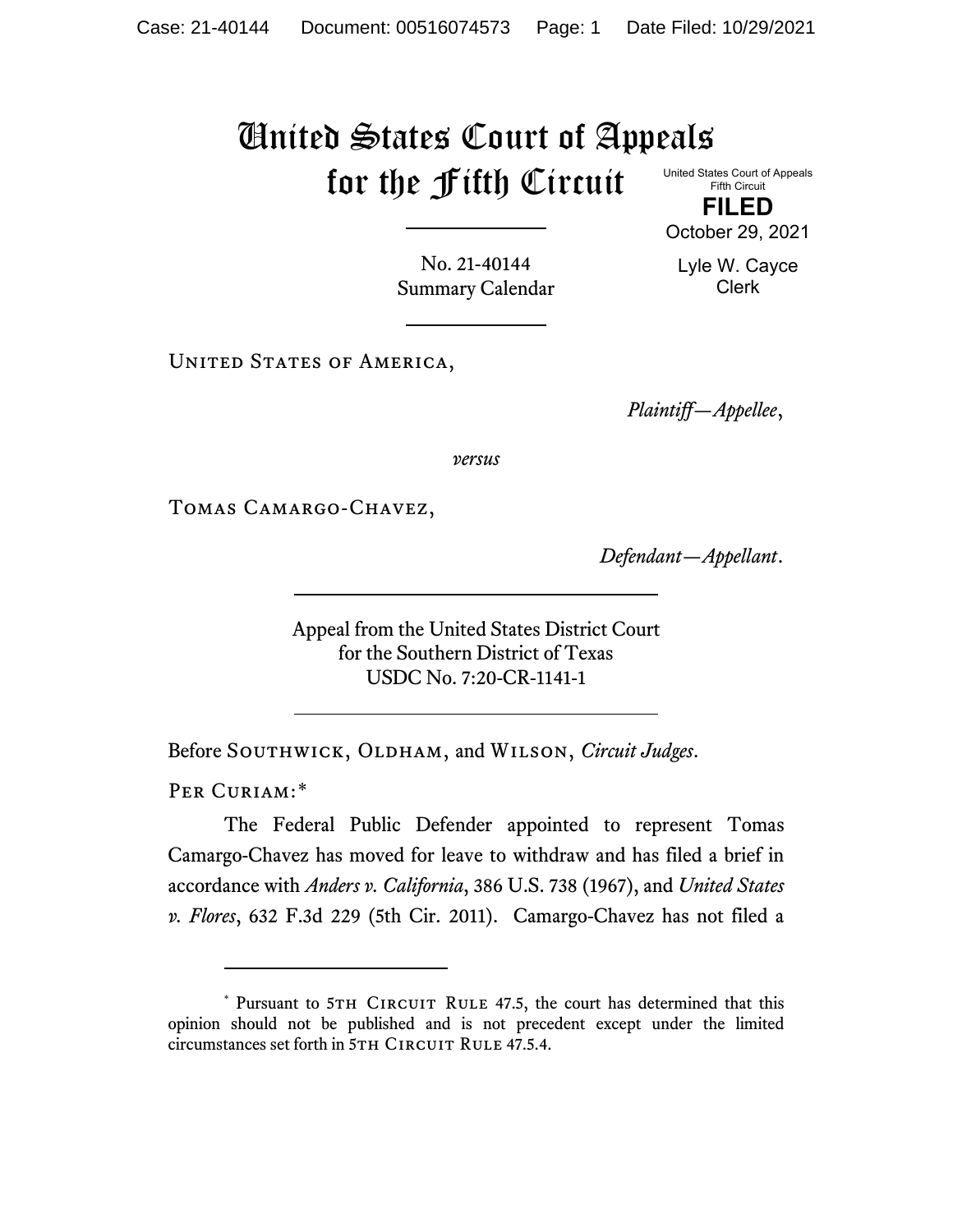# United States Court of Appeals for the Fifth Circuit

United States Court of Appeals
Fifth Circuit

**FILED**

October 29, 2021

Lyle W. Cayce
Clerk

No. 21-40144
Summary Calendar

---

United States of America,

*Plaintiff—Appellee*,

*versus*

Tomas Camargo-Chavez,

*Defendant—Appellant*.

---

Appeal from the United States District Court
for the Southern District of Texas
USDC No. 7:20-CR-1141-1

---

Before Southwick, Oldham, and Wilson, *Circuit Judges*.

Per Curiam:*

The Federal Public Defender appointed to represent Tomas Camargo-Chavez has moved for leave to withdraw and has filed a brief in accordance with *Anders v. California*, 386 U.S. 738 (1967), and *United States v. Flores*, 632 F.3d 229 (5th Cir. 2011). Camargo-Chavez has not filed a

---

* Pursuant to 5th Circuit Rule 47.5, the court has determined that this opinion should not be published and is not precedent except under the limited circumstances set forth in 5th Circuit Rule 47.5.4.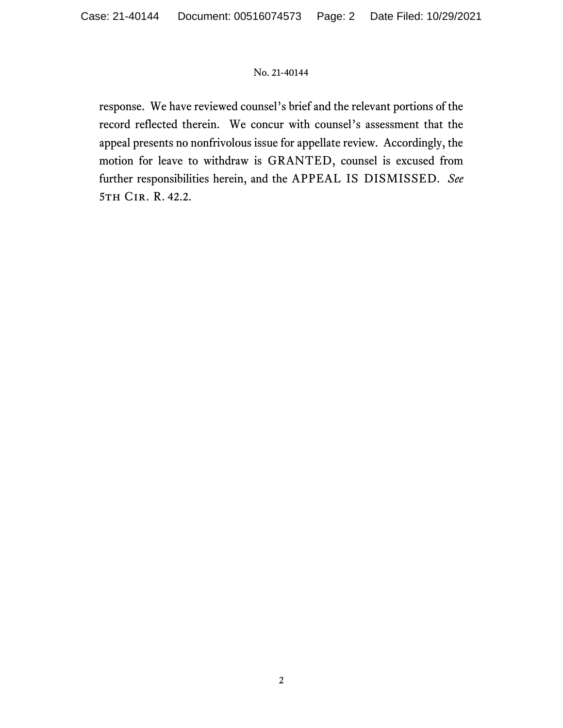response. We have reviewed counsel's brief and the relevant portions of the record reflected therein. We concur with counsel's assessment that the appeal presents no nonfrivolous issue for appellate review. Accordingly, the motion for leave to withdraw is GRANTED, counsel is excused from further responsibilities herein, and the APPEAL IS DISMISSED. *See* 5TH CIR. R. 42.2.